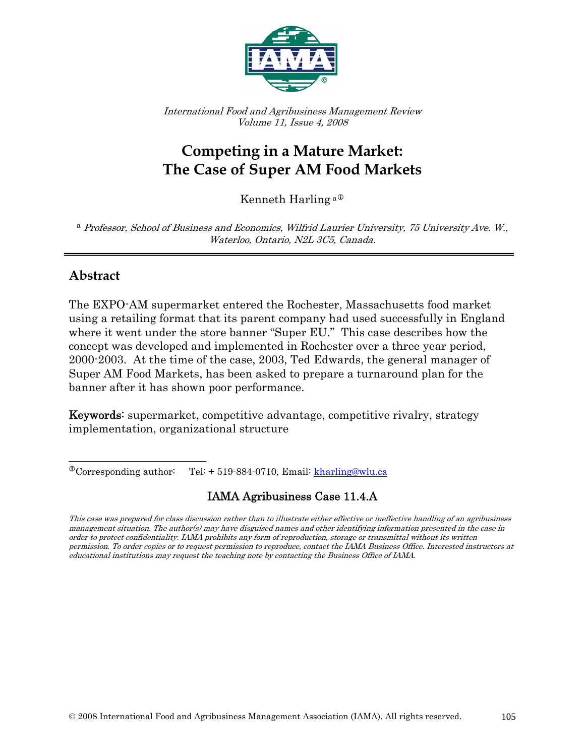*International Food and Agribusiness Management Review*
*Volume 11, Issue 4, 2008*

# Competing in a Mature Market: The Case of Super AM Food Markets

Kenneth Harling [a①]

[a] *Professor, School of Business and Economics, Wilfrid Laurier University, 75 University Ave. W., Waterloo, Ontario, N2L 3C5, Canada.*

## Abstract

The EXPO-AM supermarket entered the Rochester, Massachusetts food market using a retailing format that its parent company had used successfully in England where it went under the store banner "Super EU." This case describes how the concept was developed and implemented in Rochester over a three year period, 2000-2003. At the time of the case, 2003, Ted Edwards, the general manager of Super AM Food Markets, has been asked to prepare a turnaround plan for the banner after it has shown poor performance.

**Keywords:** supermarket, competitive advantage, competitive rivalry, strategy implementation, organizational structure

---

①Corresponding author: Tel: + 519-884-0710, Email: kharling@wlu.ca

**IAMA Agribusiness Case 11.4.A**

*This case was prepared for class discussion rather than to illustrate either effective or ineffective handling of an agribusiness management situation. The author(s) may have disguised names and other identifying information presented in the case in order to protect confidentiality. IAMA prohibits any form of reproduction, storage or transmittal without its written permission. To order copies or to request permission to reproduce, contact the IAMA Business Office. Interested instructors at educational institutions may request the teaching note by contacting the Business Office of IAMA.*

© 2008 International Food and Agribusiness Management Association (IAMA). All rights reserved.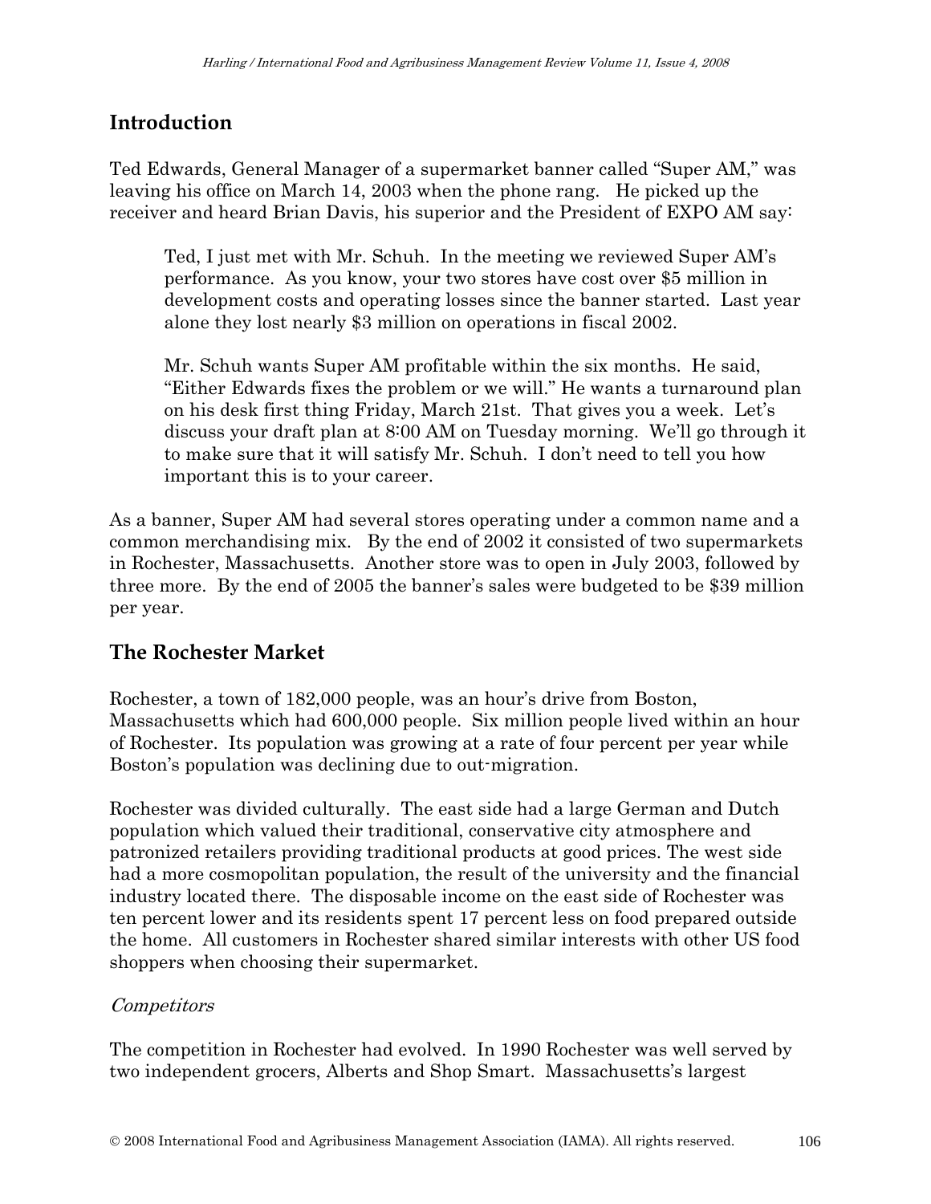## Introduction

Ted Edwards, General Manager of a supermarket banner called "Super AM," was leaving his office on March 14, 2003 when the phone rang. He picked up the receiver and heard Brian Davis, his superior and the President of EXPO AM say:

> Ted, I just met with Mr. Schuh. In the meeting we reviewed Super AM's performance. As you know, your two stores have cost over $5 million in development costs and operating losses since the banner started. Last year alone they lost nearly $3 million on operations in fiscal 2002.
>
> Mr. Schuh wants Super AM profitable within the six months. He said, "Either Edwards fixes the problem or we will." He wants a turnaround plan on his desk first thing Friday, March 21st. That gives you a week. Let's discuss your draft plan at 8:00 AM on Tuesday morning. We'll go through it to make sure that it will satisfy Mr. Schuh. I don't need to tell you how important this is to your career.

As a banner, Super AM had several stores operating under a common name and a common merchandising mix. By the end of 2002 it consisted of two supermarkets in Rochester, Massachusetts. Another store was to open in July 2003, followed by three more. By the end of 2005 the banner's sales were budgeted to be $39 million per year.

## The Rochester Market

Rochester, a town of 182,000 people, was an hour's drive from Boston, Massachusetts which had 600,000 people. Six million people lived within an hour of Rochester. Its population was growing at a rate of four percent per year while Boston's population was declining due to out-migration.

Rochester was divided culturally. The east side had a large German and Dutch population which valued their traditional, conservative city atmosphere and patronized retailers providing traditional products at good prices. The west side had a more cosmopolitan population, the result of the university and the financial industry located there. The disposable income on the east side of Rochester was ten percent lower and its residents spent 17 percent less on food prepared outside the home. All customers in Rochester shared similar interests with other US food shoppers when choosing their supermarket.

### *Competitors*

The competition in Rochester had evolved. In 1990 Rochester was well served by two independent grocers, Alberts and Shop Smart. Massachusetts's largest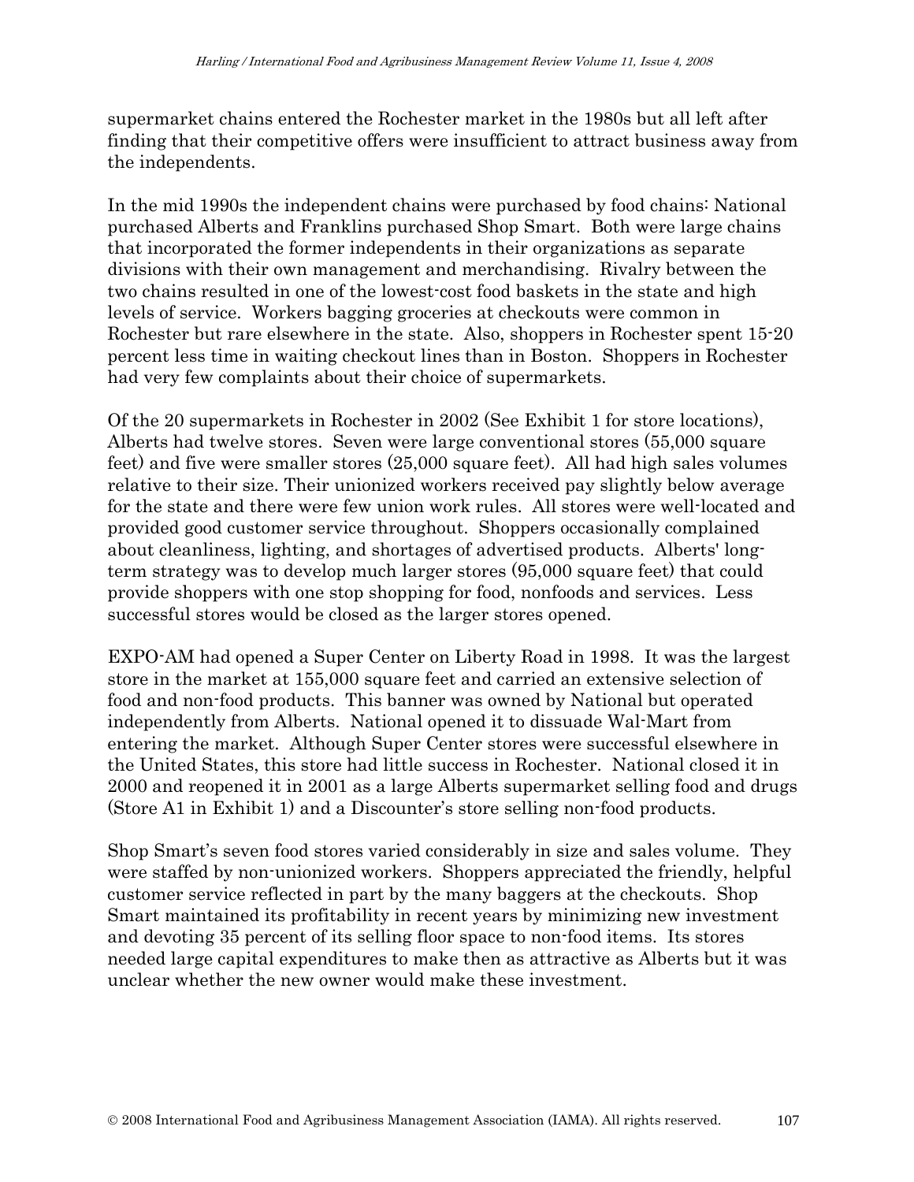supermarket chains entered the Rochester market in the 1980s but all left after finding that their competitive offers were insufficient to attract business away from the independents.

In the mid 1990s the independent chains were purchased by food chains: National purchased Alberts and Franklins purchased Shop Smart. Both were large chains that incorporated the former independents in their organizations as separate divisions with their own management and merchandising. Rivalry between the two chains resulted in one of the lowest-cost food baskets in the state and high levels of service. Workers bagging groceries at checkouts were common in Rochester but rare elsewhere in the state. Also, shoppers in Rochester spent 15-20 percent less time in waiting checkout lines than in Boston. Shoppers in Rochester had very few complaints about their choice of supermarkets.

Of the 20 supermarkets in Rochester in 2002 (See Exhibit 1 for store locations), Alberts had twelve stores. Seven were large conventional stores (55,000 square feet) and five were smaller stores (25,000 square feet). All had high sales volumes relative to their size. Their unionized workers received pay slightly below average for the state and there were few union work rules. All stores were well-located and provided good customer service throughout. Shoppers occasionally complained about cleanliness, lighting, and shortages of advertised products. Alberts' long-term strategy was to develop much larger stores (95,000 square feet) that could provide shoppers with one stop shopping for food, nonfoods and services. Less successful stores would be closed as the larger stores opened.

EXPO-AM had opened a Super Center on Liberty Road in 1998. It was the largest store in the market at 155,000 square feet and carried an extensive selection of food and non-food products. This banner was owned by National but operated independently from Alberts. National opened it to dissuade Wal-Mart from entering the market. Although Super Center stores were successful elsewhere in the United States, this store had little success in Rochester. National closed it in 2000 and reopened it in 2001 as a large Alberts supermarket selling food and drugs (Store A1 in Exhibit 1) and a Discounter's store selling non-food products.

Shop Smart's seven food stores varied considerably in size and sales volume. They were staffed by non-unionized workers. Shoppers appreciated the friendly, helpful customer service reflected in part by the many baggers at the checkouts. Shop Smart maintained its profitability in recent years by minimizing new investment and devoting 35 percent of its selling floor space to non-food items. Its stores needed large capital expenditures to make then as attractive as Alberts but it was unclear whether the new owner would make these investment.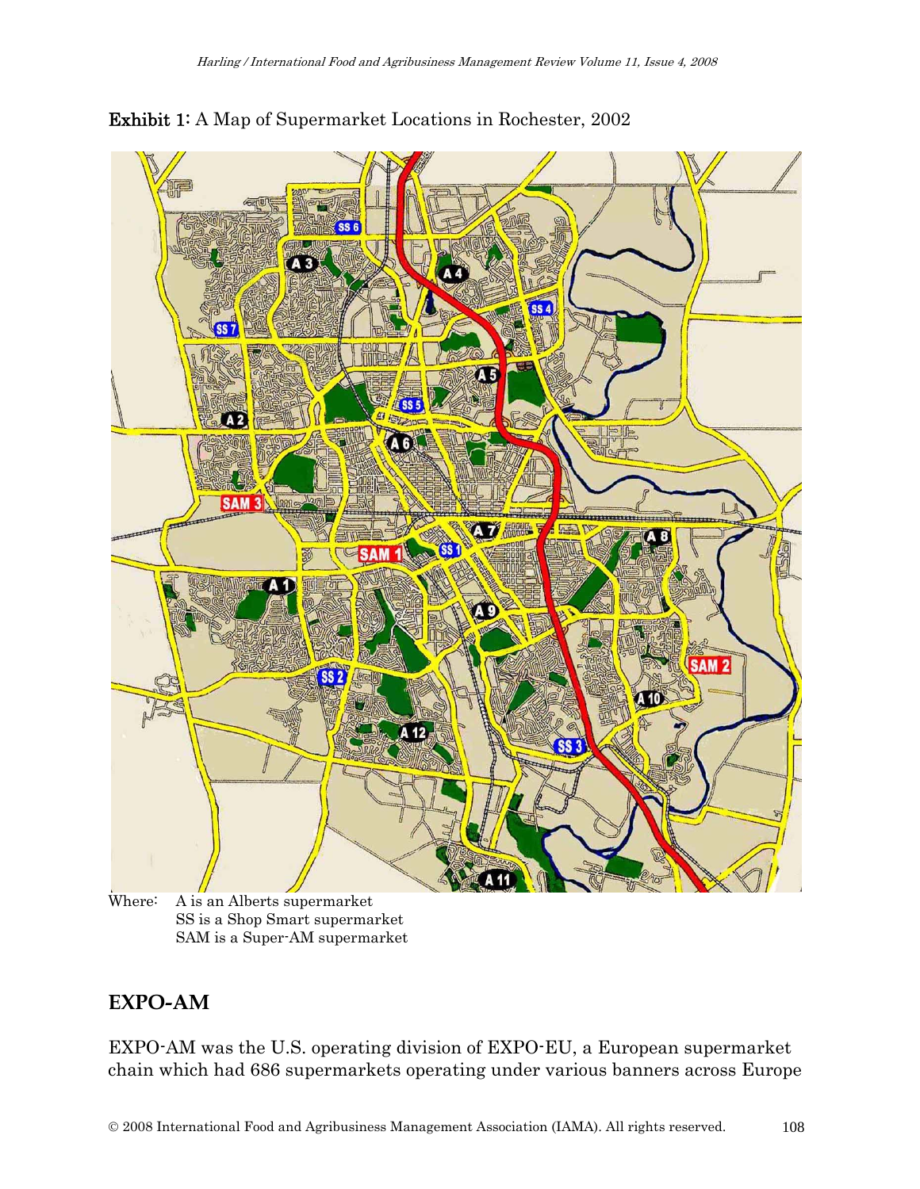**Exhibit 1:** A Map of Supermarket Locations in Rochester, 2002

Where: A is an Alberts supermarket
SS is a Shop Smart supermarket
SAM is a Super-AM supermarket

## EXPO-AM

EXPO-AM was the U.S. operating division of EXPO-EU, a European supermarket chain which had 686 supermarkets operating under various banners across Europe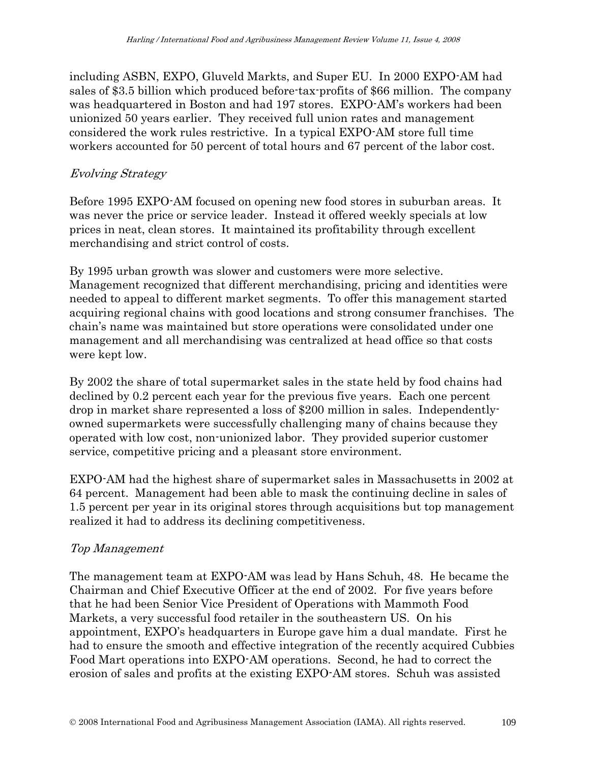including ASBN, EXPO, Gluveld Markts, and Super EU. In 2000 EXPO-AM had sales of $3.5 billion which produced before-tax-profits of $66 million. The company was headquartered in Boston and had 197 stores. EXPO-AM's workers had been unionized 50 years earlier. They received full union rates and management considered the work rules restrictive. In a typical EXPO-AM store full time workers accounted for 50 percent of total hours and 67 percent of the labor cost.

### *Evolving Strategy*

Before 1995 EXPO-AM focused on opening new food stores in suburban areas. It was never the price or service leader. Instead it offered weekly specials at low prices in neat, clean stores. It maintained its profitability through excellent merchandising and strict control of costs.

By 1995 urban growth was slower and customers were more selective. Management recognized that different merchandising, pricing and identities were needed to appeal to different market segments. To offer this management started acquiring regional chains with good locations and strong consumer franchises. The chain's name was maintained but store operations were consolidated under one management and all merchandising was centralized at head office so that costs were kept low.

By 2002 the share of total supermarket sales in the state held by food chains had declined by 0.2 percent each year for the previous five years. Each one percent drop in market share represented a loss of $200 million in sales. Independently-owned supermarkets were successfully challenging many of chains because they operated with low cost, non-unionized labor. They provided superior customer service, competitive pricing and a pleasant store environment.

EXPO-AM had the highest share of supermarket sales in Massachusetts in 2002 at 64 percent. Management had been able to mask the continuing decline in sales of 1.5 percent per year in its original stores through acquisitions but top management realized it had to address its declining competitiveness.

### *Top Management*

The management team at EXPO-AM was lead by Hans Schuh, 48. He became the Chairman and Chief Executive Officer at the end of 2002. For five years before that he had been Senior Vice President of Operations with Mammoth Food Markets, a very successful food retailer in the southeastern US. On his appointment, EXPO's headquarters in Europe gave him a dual mandate. First he had to ensure the smooth and effective integration of the recently acquired Cubbies Food Mart operations into EXPO-AM operations. Second, he had to correct the erosion of sales and profits at the existing EXPO-AM stores. Schuh was assisted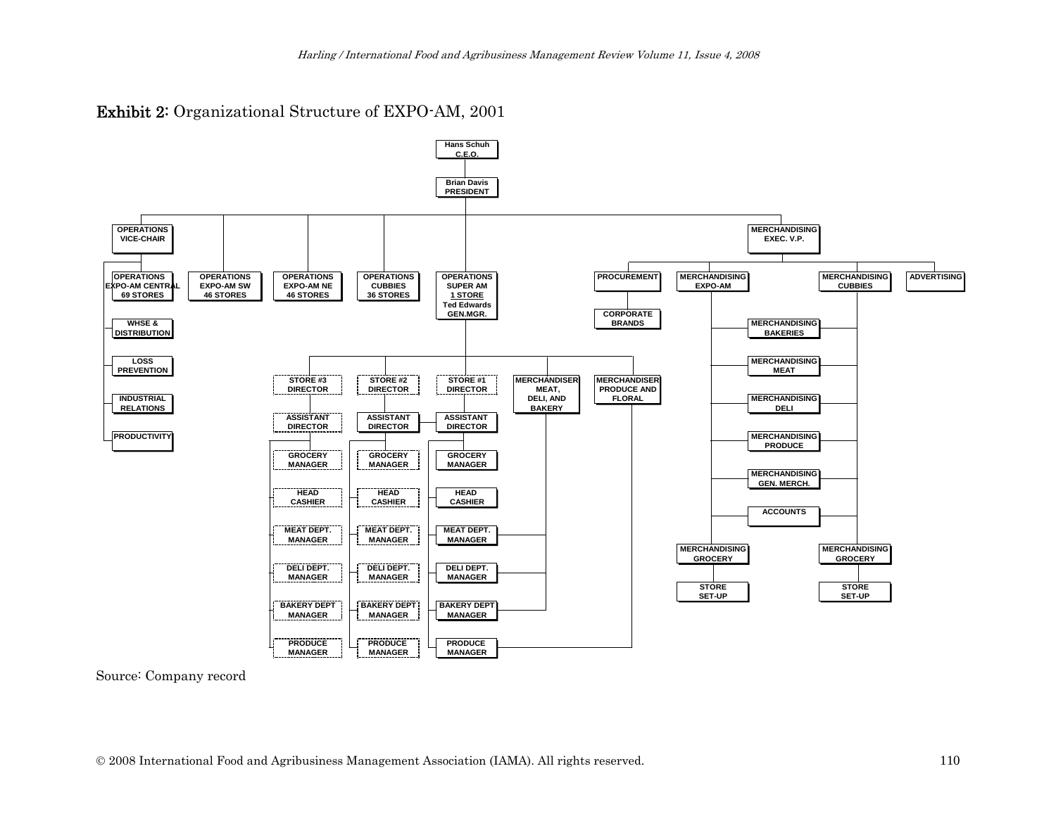**Exhibit 2:** Organizational Structure of EXPO-AM, 2001

- Hans Schuh, C.E.O.
  - Brian Davis, PRESIDENT
    - OPERATIONS VICE-CHAIR
      - OPERATIONS EXPO-AM CENTRAL, 69 STORES
      - WHSE & DISTRIBUTION
      - LOSS PREVENTION
      - INDUSTRIAL RELATIONS
      - PRODUCTIVITY
    - OPERATIONS EXPO-AM SW, 46 STORES
    - OPERATIONS EXPO-AM NE, 46 STORES
    - OPERATIONS CUBBIES, 36 STORES
    - OPERATIONS SUPER AM, 1 STORE, Ted Edwards, GEN.MGR.
      - STORE #3 DIRECTOR
        - ASSISTANT DIRECTOR
          - GROCERY MANAGER
          - HEAD CASHIER
          - MEAT DEPT. MANAGER
          - DELI DEPT. MANAGER
          - BAKERY DEPT MANAGER
          - PRODUCE MANAGER
      - STORE #2 DIRECTOR
        - ASSISTANT DIRECTOR
          - GROCERY MANAGER
          - HEAD CASHIER
          - MEAT DEPT. MANAGER
          - DELI DEPT. MANAGER
          - BAKERY DEPT MANAGER
          - PRODUCE MANAGER
      - STORE #1 DIRECTOR
        - ASSISTANT DIRECTOR
          - GROCERY MANAGER
          - HEAD CASHIER
          - MEAT DEPT. MANAGER
          - DELI DEPT. MANAGER
          - BAKERY DEPT MANAGER
          - PRODUCE MANAGER
      - MERCHANDISER MEAT, DELI, AND BAKERY (linked to Store #1 Meat Dept. Manager, Deli Dept. Manager, Bakery Dept Manager)
      - MERCHANDISER PRODUCE AND FLORAL (linked to Store #1 Produce Manager)
    - MERCHANDISING EXEC. V.P.
      - PROCUREMENT
        - CORPORATE BRANDS
      - MERCHANDISING EXPO-AM
        - MERCHANDISING GROCERY
          - STORE SET-UP
      - MERCHANDISING CUBBIES
        - MERCHANDISING GROCERY
          - STORE SET-UP
      - Shared by MERCHANDISING EXPO-AM and MERCHANDISING CUBBIES:
        - MERCHANDISING BAKERIES
        - MERCHANDISING MEAT
        - MERCHANDISING DELI
        - MERCHANDISING PRODUCE
        - MERCHANDISING GEN. MERCH.
        - ACCOUNTS
      - ADVERTISING

Source: Company record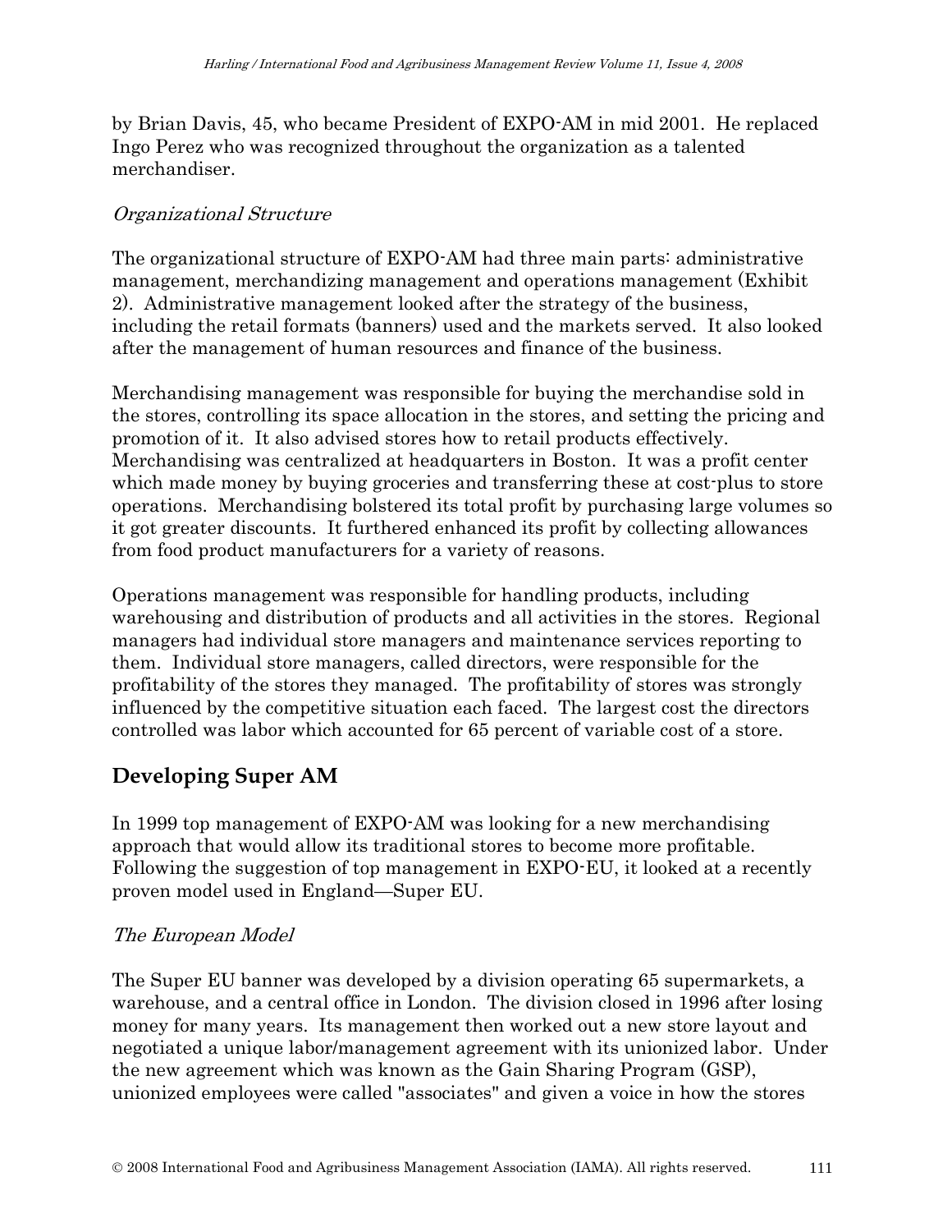by Brian Davis, 45, who became President of EXPO-AM in mid 2001. He replaced Ingo Perez who was recognized throughout the organization as a talented merchandiser.

*Organizational Structure*

The organizational structure of EXPO-AM had three main parts: administrative management, merchandizing management and operations management (Exhibit 2). Administrative management looked after the strategy of the business, including the retail formats (banners) used and the markets served. It also looked after the management of human resources and finance of the business.

Merchandising management was responsible for buying the merchandise sold in the stores, controlling its space allocation in the stores, and setting the pricing and promotion of it. It also advised stores how to retail products effectively. Merchandising was centralized at headquarters in Boston. It was a profit center which made money by buying groceries and transferring these at cost-plus to store operations. Merchandising bolstered its total profit by purchasing large volumes so it got greater discounts. It furthered enhanced its profit by collecting allowances from food product manufacturers for a variety of reasons.

Operations management was responsible for handling products, including warehousing and distribution of products and all activities in the stores. Regional managers had individual store managers and maintenance services reporting to them. Individual store managers, called directors, were responsible for the profitability of the stores they managed. The profitability of stores was strongly influenced by the competitive situation each faced. The largest cost the directors controlled was labor which accounted for 65 percent of variable cost of a store.

## Developing Super AM

In 1999 top management of EXPO-AM was looking for a new merchandising approach that would allow its traditional stores to become more profitable. Following the suggestion of top management in EXPO-EU, it looked at a recently proven model used in England—Super EU.

*The European Model*

The Super EU banner was developed by a division operating 65 supermarkets, a warehouse, and a central office in London. The division closed in 1996 after losing money for many years. Its management then worked out a new store layout and negotiated a unique labor/management agreement with its unionized labor. Under the new agreement which was known as the Gain Sharing Program (GSP), unionized employees were called "associates" and given a voice in how the stores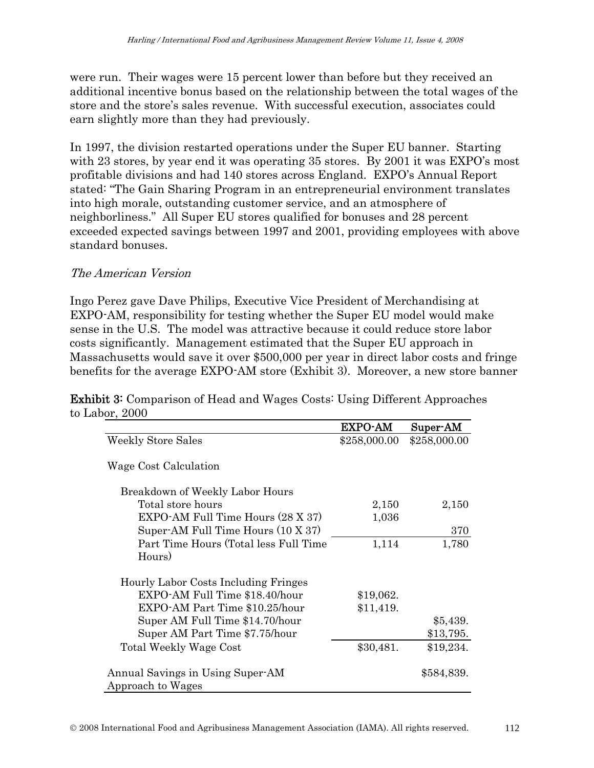were run. Their wages were 15 percent lower than before but they received an additional incentive bonus based on the relationship between the total wages of the store and the store's sales revenue. With successful execution, associates could earn slightly more than they had previously.

In 1997, the division restarted operations under the Super EU banner. Starting with 23 stores, by year end it was operating 35 stores. By 2001 it was EXPO's most profitable divisions and had 140 stores across England. EXPO's Annual Report stated: "The Gain Sharing Program in an entrepreneurial environment translates into high morale, outstanding customer service, and an atmosphere of neighborliness." All Super EU stores qualified for bonuses and 28 percent exceeded expected savings between 1997 and 2001, providing employees with above standard bonuses.

### *The American Version*

Ingo Perez gave Dave Philips, Executive Vice President of Merchandising at EXPO-AM, responsibility for testing whether the Super EU model would make sense in the U.S. The model was attractive because it could reduce store labor costs significantly. Management estimated that the Super EU approach in Massachusetts would save it over $500,000 per year in direct labor costs and fringe benefits for the average EXPO-AM store (Exhibit 3). Moreover, a new store banner

**Exhibit 3:** Comparison of Head and Wages Costs: Using Different Approaches to Labor, 2000

| | EXPO-AM | Super-AM |
|---|---|---|
| Weekly Store Sales | $258,000.00 | $258,000.00 |
| Wage Cost Calculation | | |
| Breakdown of Weekly Labor Hours | | |
| Total store hours | 2,150 | 2,150 |
| EXPO-AM Full Time Hours (28 X 37) | 1,036 | |
| Super-AM Full Time Hours (10 X 37) | | 370 |
| Part Time Hours (Total less Full Time Hours) | 1,114 | 1,780 |
| Hourly Labor Costs Including Fringes | | |
| EXPO-AM Full Time $18.40/hour | $19,062. | |
| EXPO-AM Part Time $10.25/hour | $11,419. | |
| Super AM Full Time $14.70/hour | | $5,439. |
| Super AM Part Time $7.75/hour | | $13,795. |
| Total Weekly Wage Cost | $30,481. | $19,234. |
| Annual Savings in Using Super-AM Approach to Wages | | $584,839. |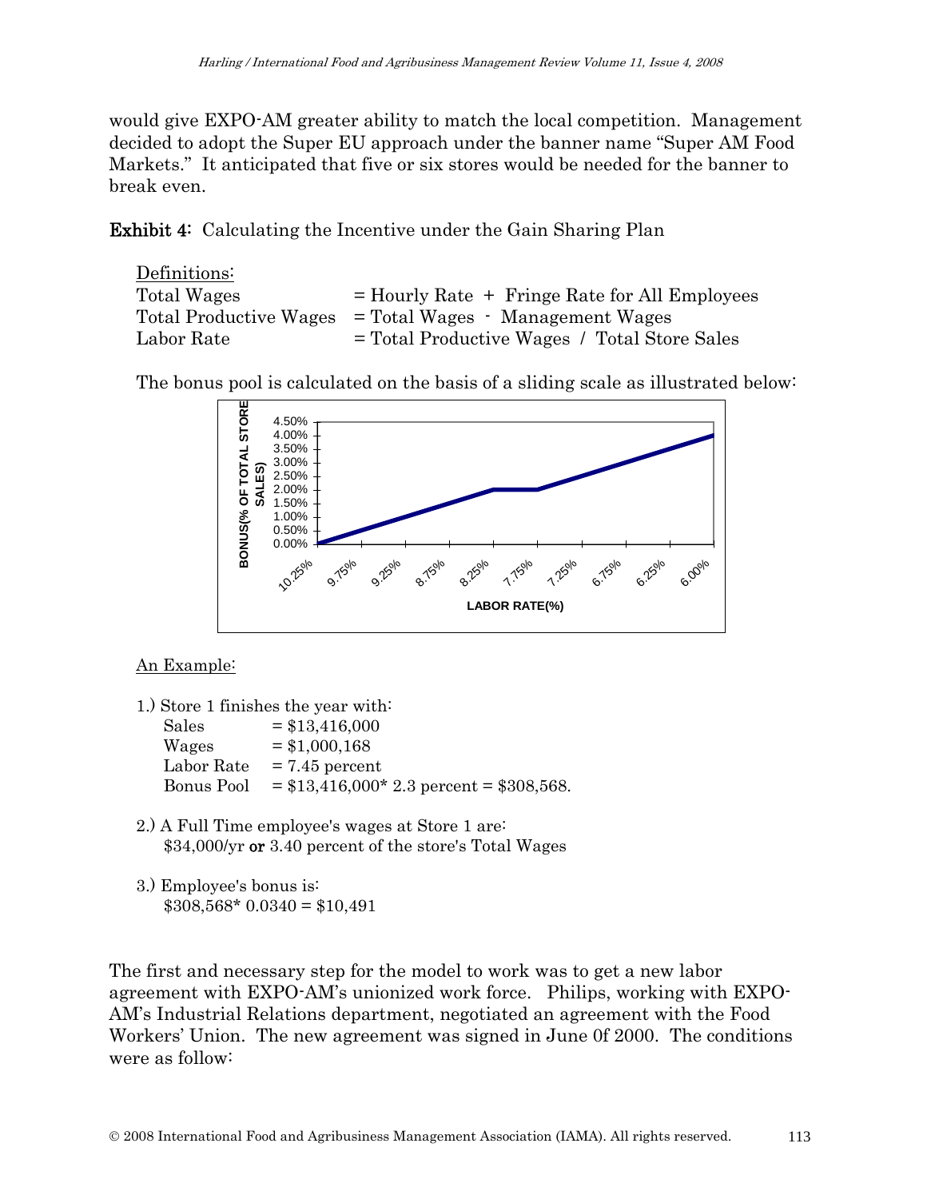would give EXPO-AM greater ability to match the local competition. Management decided to adopt the Super EU approach under the banner name "Super AM Food Markets." It anticipated that five or six stores would be needed for the banner to break even.

**Exhibit 4:** Calculating the Incentive under the Gain Sharing Plan

Definitions:

| | |
|---|---|
| Total Wages | = Hourly Rate + Fringe Rate for All Employees |
| Total Productive Wages | = Total Wages - Management Wages |
| Labor Rate | = Total Productive Wages / Total Store Sales |

The bonus pool is calculated on the basis of a sliding scale as illustrated below:

An Example:

1.) Store 1 finishes the year with:
   - Sales = $13,416,000
   - Wages = $1,000,168
   - Labor Rate = 7.45 percent
   - Bonus Pool = $13,416,000* 2.3 percent = $308,568.

2.) A Full Time employee's wages at Store 1 are:
   $34,000/yr **or** 3.40 percent of the store's Total Wages

3.) Employee's bonus is:
   $308,568* 0.0340 = $10,491

The first and necessary step for the model to work was to get a new labor agreement with EXPO-AM's unionized work force. Philips, working with EXPO-AM's Industrial Relations department, negotiated an agreement with the Food Workers' Union. The new agreement was signed in June 0f 2000. The conditions were as follow: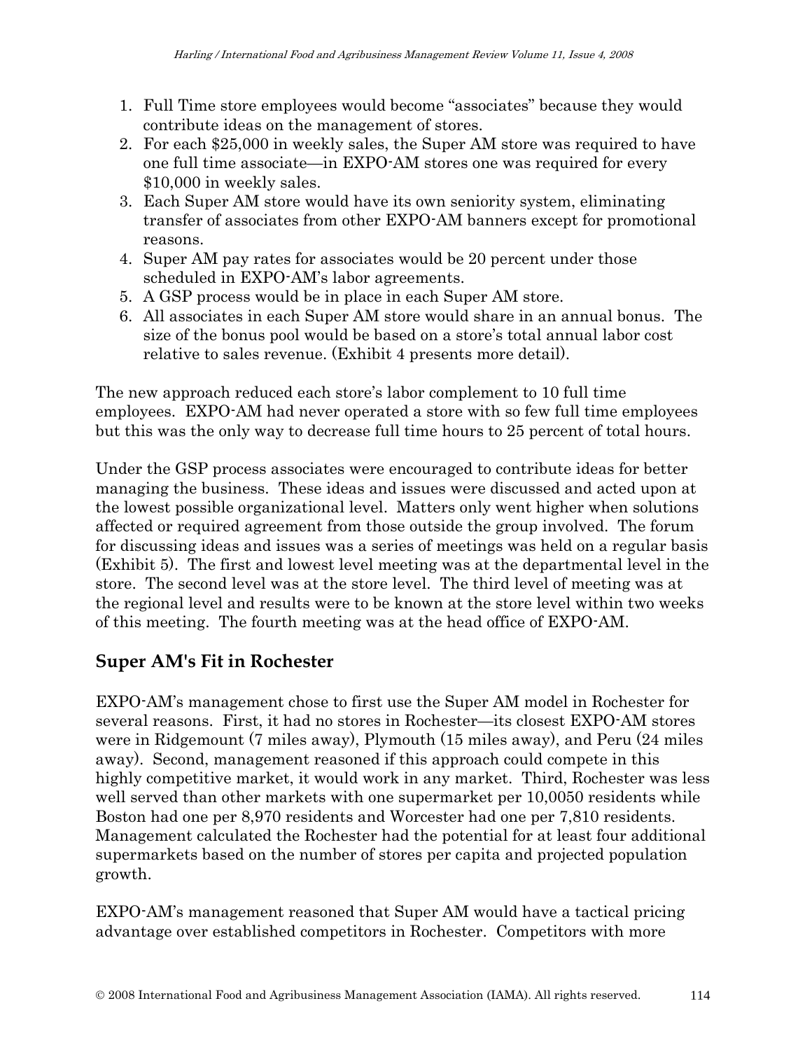1. Full Time store employees would become "associates" because they would contribute ideas on the management of stores.
2. For each $25,000 in weekly sales, the Super AM store was required to have one full time associate—in EXPO-AM stores one was required for every $10,000 in weekly sales.
3. Each Super AM store would have its own seniority system, eliminating transfer of associates from other EXPO-AM banners except for promotional reasons.
4. Super AM pay rates for associates would be 20 percent under those scheduled in EXPO-AM's labor agreements.
5. A GSP process would be in place in each Super AM store.
6. All associates in each Super AM store would share in an annual bonus. The size of the bonus pool would be based on a store's total annual labor cost relative to sales revenue. (Exhibit 4 presents more detail).

The new approach reduced each store's labor complement to 10 full time employees. EXPO-AM had never operated a store with so few full time employees but this was the only way to decrease full time hours to 25 percent of total hours.

Under the GSP process associates were encouraged to contribute ideas for better managing the business. These ideas and issues were discussed and acted upon at the lowest possible organizational level. Matters only went higher when solutions affected or required agreement from those outside the group involved. The forum for discussing ideas and issues was a series of meetings was held on a regular basis (Exhibit 5). The first and lowest level meeting was at the departmental level in the store. The second level was at the store level. The third level of meeting was at the regional level and results were to be known at the store level within two weeks of this meeting. The fourth meeting was at the head office of EXPO-AM.

## Super AM's Fit in Rochester

EXPO-AM's management chose to first use the Super AM model in Rochester for several reasons. First, it had no stores in Rochester—its closest EXPO-AM stores were in Ridgemount (7 miles away), Plymouth (15 miles away), and Peru (24 miles away). Second, management reasoned if this approach could compete in this highly competitive market, it would work in any market. Third, Rochester was less well served than other markets with one supermarket per 10,0050 residents while Boston had one per 8,970 residents and Worcester had one per 7,810 residents. Management calculated the Rochester had the potential for at least four additional supermarkets based on the number of stores per capita and projected population growth.

EXPO-AM's management reasoned that Super AM would have a tactical pricing advantage over established competitors in Rochester. Competitors with more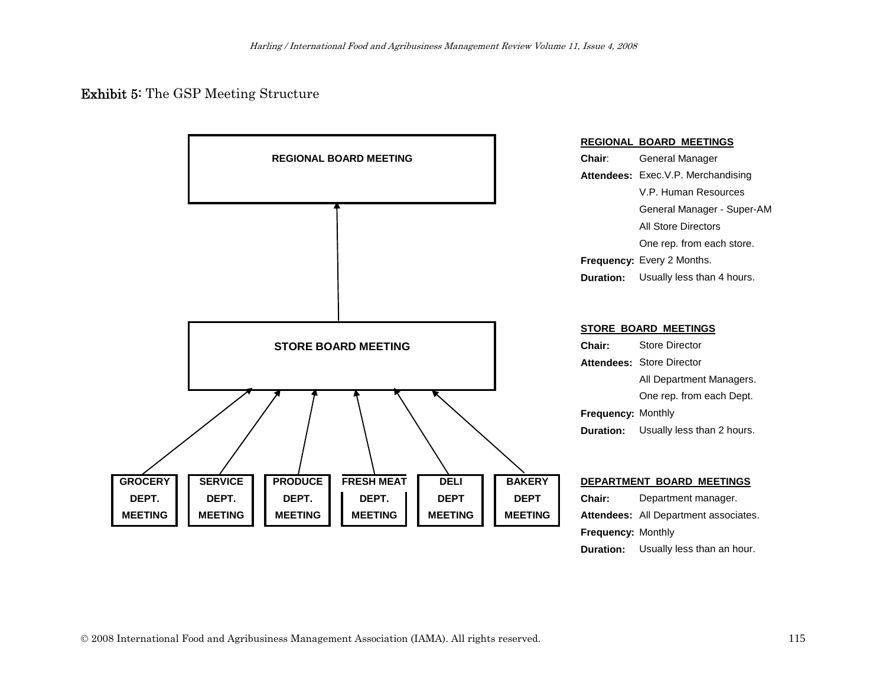**Exhibit 5:** The GSP Meeting Structure

**REGIONAL BOARD MEETING**

**STORE BOARD MEETING**

**GROCERY DEPT. MEETING** | **SERVICE DEPT. MEETING** | **PRODUCE DEPT. MEETING** | **FRESH MEAT DEPT. MEETING** | **DELI DEPT MEETING** | **BAKERY DEPT MEETING**

**REGIONAL BOARD MEETINGS**

| | |
|---|---|
| **Chair**: | General Manager |
| **Attendees:** | Exec.V.P. Merchandising |
| | V.P. Human Resources |
| | General Manager - Super-AM |
| | All Store Directors |
| | One rep. from each store. |
| **Frequency:** | Every 2 Months. |
| **Duration:** | Usually less than 4 hours. |

**STORE BOARD MEETINGS**

| | |
|---|---|
| **Chair:** | Store Director |
| **Attendees:** | Store Director |
| | All Department Managers. |
| | One rep. from each Dept. |
| **Frequency:** | Monthly |
| **Duration:** | Usually less than 2 hours. |

**DEPARTMENT BOARD MEETINGS**

| | |
|---|---|
| **Chair:** | Department manager. |
| **Attendees:** | All Department associates. |
| **Frequency:** | Monthly |
| **Duration:** | Usually less than an hour. |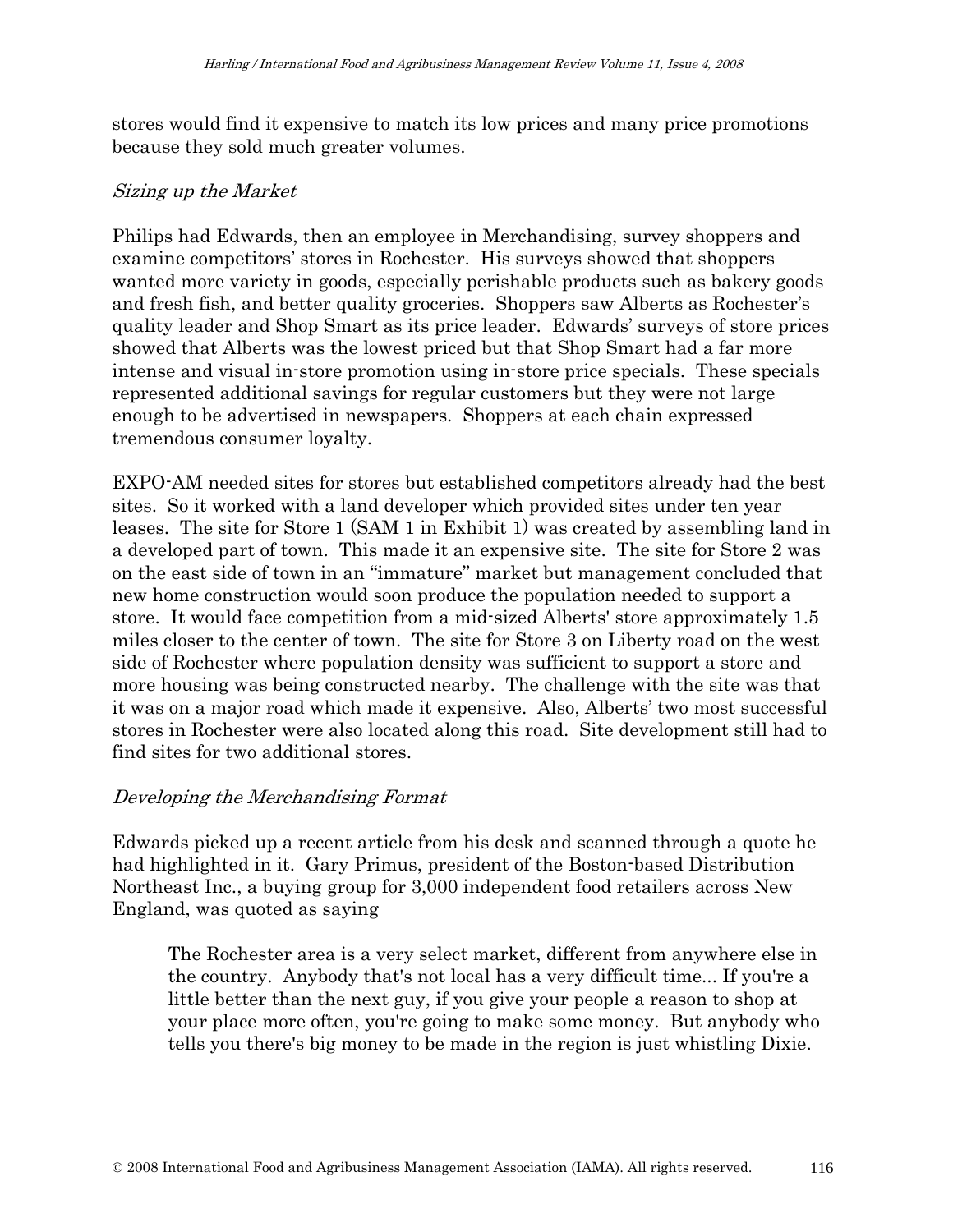stores would find it expensive to match its low prices and many price promotions because they sold much greater volumes.

### *Sizing up the Market*

Philips had Edwards, then an employee in Merchandising, survey shoppers and examine competitors' stores in Rochester. His surveys showed that shoppers wanted more variety in goods, especially perishable products such as bakery goods and fresh fish, and better quality groceries. Shoppers saw Alberts as Rochester's quality leader and Shop Smart as its price leader. Edwards' surveys of store prices showed that Alberts was the lowest priced but that Shop Smart had a far more intense and visual in-store promotion using in-store price specials. These specials represented additional savings for regular customers but they were not large enough to be advertised in newspapers. Shoppers at each chain expressed tremendous consumer loyalty.

EXPO-AM needed sites for stores but established competitors already had the best sites. So it worked with a land developer which provided sites under ten year leases. The site for Store 1 (SAM 1 in Exhibit 1) was created by assembling land in a developed part of town. This made it an expensive site. The site for Store 2 was on the east side of town in an "immature" market but management concluded that new home construction would soon produce the population needed to support a store. It would face competition from a mid-sized Alberts' store approximately 1.5 miles closer to the center of town. The site for Store 3 on Liberty road on the west side of Rochester where population density was sufficient to support a store and more housing was being constructed nearby. The challenge with the site was that it was on a major road which made it expensive. Also, Alberts' two most successful stores in Rochester were also located along this road. Site development still had to find sites for two additional stores.

### *Developing the Merchandising Format*

Edwards picked up a recent article from his desk and scanned through a quote he had highlighted in it. Gary Primus, president of the Boston-based Distribution Northeast Inc., a buying group for 3,000 independent food retailers across New England, was quoted as saying

> The Rochester area is a very select market, different from anywhere else in the country. Anybody that's not local has a very difficult time... If you're a little better than the next guy, if you give your people a reason to shop at your place more often, you're going to make some money. But anybody who tells you there's big money to be made in the region is just whistling Dixie.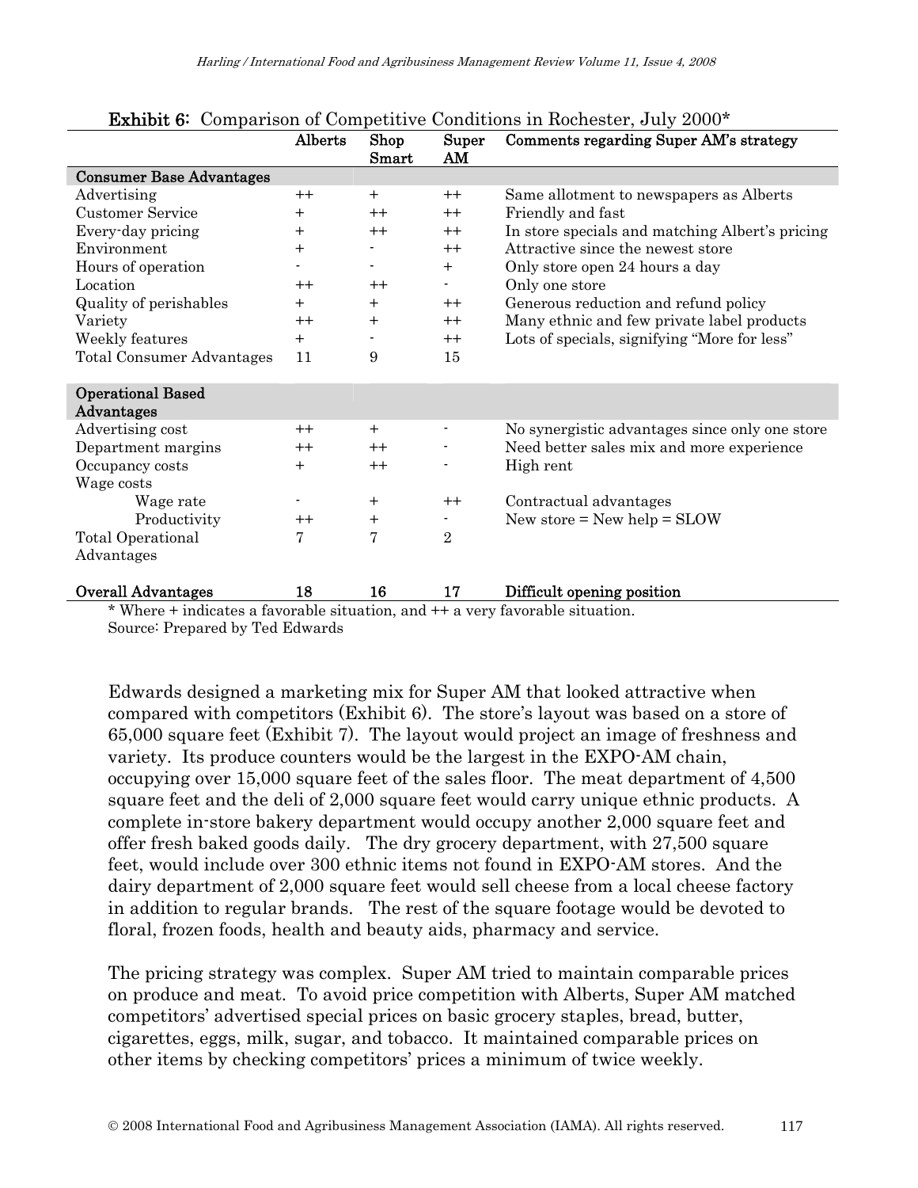**Exhibit 6:** Comparison of Competitive Conditions in Rochester, July 2000*

| | Alberts | Shop Smart | Super AM | Comments regarding Super AM's strategy |
|---|---|---|---|---|
| **Consumer Base Advantages** | | | | |
| Advertising | ++ | + | ++ | Same allotment to newspapers as Alberts |
| Customer Service | + | ++ | ++ | Friendly and fast |
| Every-day pricing | + | ++ | ++ | In store specials and matching Albert's pricing |
| Environment | + | - | ++ | Attractive since the newest store |
| Hours of operation | - | - | + | Only store open 24 hours a day |
| Location | ++ | ++ | - | Only one store |
| Quality of perishables | + | + | ++ | Generous reduction and refund policy |
| Variety | ++ | + | ++ | Many ethnic and few private label products |
| Weekly features | + | - | ++ | Lots of specials, signifying "More for less" |
| Total Consumer Advantages | 11 | 9 | 15 | |
| **Operational Based Advantages** | | | | |
| Advertising cost | ++ | + | - | No synergistic advantages since only one store |
| Department margins | ++ | ++ | - | Need better sales mix and more experience |
| Occupancy costs | + | ++ | - | High rent |
| Wage costs | | | | |
| Wage rate | - | + | ++ | Contractual advantages |
| Productivity | ++ | + | - | New store = New help = SLOW |
| Total Operational Advantages | 7 | 7 | 2 | |
| **Overall Advantages** | **18** | **16** | **17** | **Difficult opening position** |

\* Where + indicates a favorable situation, and ++ a very favorable situation.
Source: Prepared by Ted Edwards

Edwards designed a marketing mix for Super AM that looked attractive when compared with competitors (Exhibit 6). The store's layout was based on a store of 65,000 square feet (Exhibit 7). The layout would project an image of freshness and variety. Its produce counters would be the largest in the EXPO-AM chain, occupying over 15,000 square feet of the sales floor. The meat department of 4,500 square feet and the deli of 2,000 square feet would carry unique ethnic products. A complete in-store bakery department would occupy another 2,000 square feet and offer fresh baked goods daily. The dry grocery department, with 27,500 square feet, would include over 300 ethnic items not found in EXPO-AM stores. And the dairy department of 2,000 square feet would sell cheese from a local cheese factory in addition to regular brands. The rest of the square footage would be devoted to floral, frozen foods, health and beauty aids, pharmacy and service.

The pricing strategy was complex. Super AM tried to maintain comparable prices on produce and meat. To avoid price competition with Alberts, Super AM matched competitors' advertised special prices on basic grocery staples, bread, butter, cigarettes, eggs, milk, sugar, and tobacco. It maintained comparable prices on other items by checking competitors' prices a minimum of twice weekly.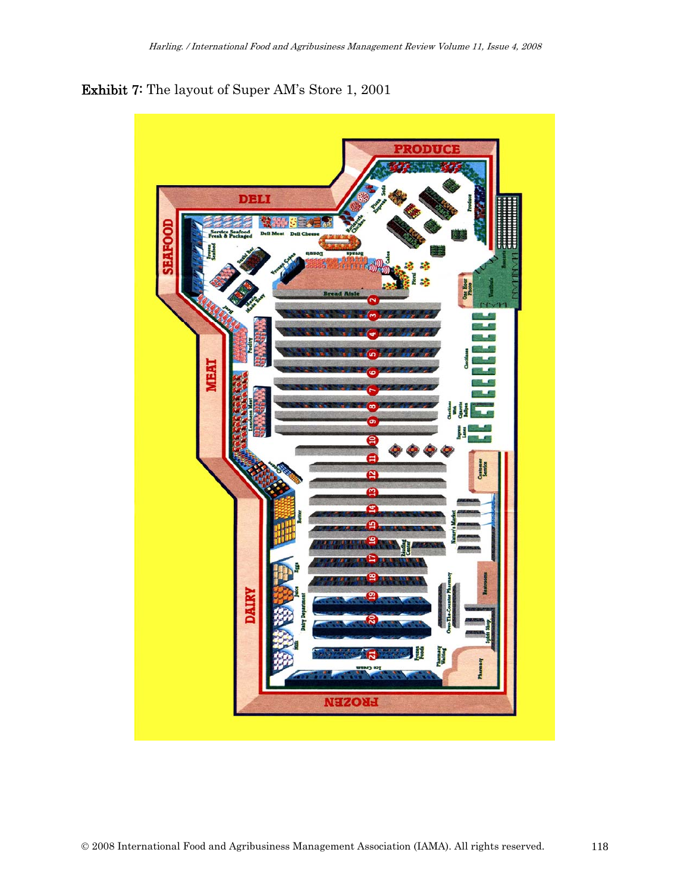**Exhibit 7:** The layout of Super AM's Store 1, 2001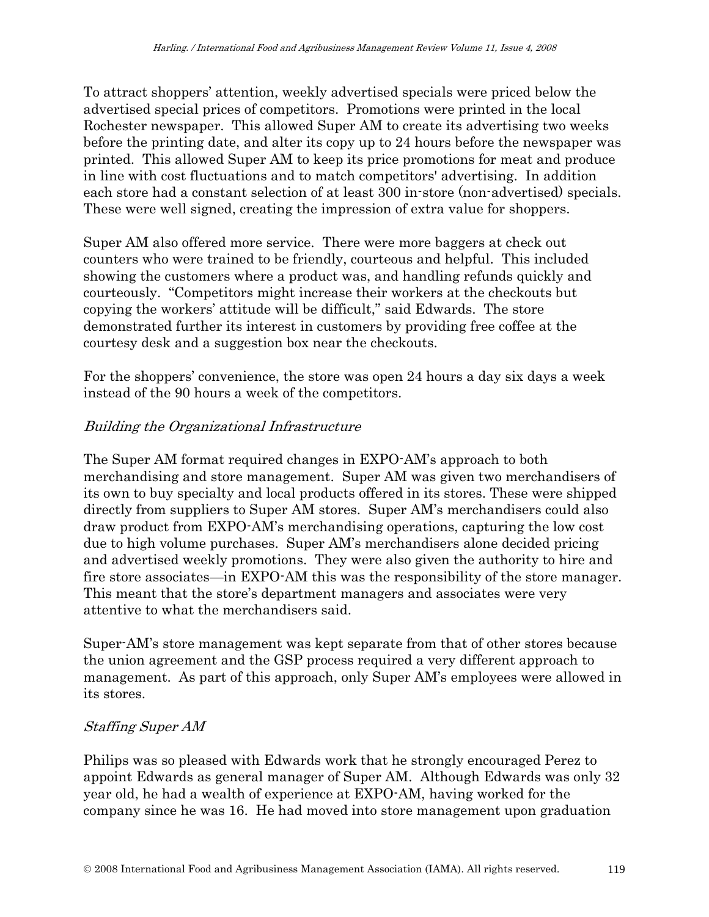To attract shoppers' attention, weekly advertised specials were priced below the advertised special prices of competitors. Promotions were printed in the local Rochester newspaper. This allowed Super AM to create its advertising two weeks before the printing date, and alter its copy up to 24 hours before the newspaper was printed. This allowed Super AM to keep its price promotions for meat and produce in line with cost fluctuations and to match competitors' advertising. In addition each store had a constant selection of at least 300 in-store (non-advertised) specials. These were well signed, creating the impression of extra value for shoppers.

Super AM also offered more service. There were more baggers at check out counters who were trained to be friendly, courteous and helpful. This included showing the customers where a product was, and handling refunds quickly and courteously. "Competitors might increase their workers at the checkouts but copying the workers' attitude will be difficult," said Edwards. The store demonstrated further its interest in customers by providing free coffee at the courtesy desk and a suggestion box near the checkouts.

For the shoppers' convenience, the store was open 24 hours a day six days a week instead of the 90 hours a week of the competitors.

*Building the Organizational Infrastructure*

The Super AM format required changes in EXPO-AM's approach to both merchandising and store management. Super AM was given two merchandisers of its own to buy specialty and local products offered in its stores. These were shipped directly from suppliers to Super AM stores. Super AM's merchandisers could also draw product from EXPO-AM's merchandising operations, capturing the low cost due to high volume purchases. Super AM's merchandisers alone decided pricing and advertised weekly promotions. They were also given the authority to hire and fire store associates—in EXPO-AM this was the responsibility of the store manager. This meant that the store's department managers and associates were very attentive to what the merchandisers said.

Super-AM's store management was kept separate from that of other stores because the union agreement and the GSP process required a very different approach to management. As part of this approach, only Super AM's employees were allowed in its stores.

*Staffing Super AM*

Philips was so pleased with Edwards work that he strongly encouraged Perez to appoint Edwards as general manager of Super AM. Although Edwards was only 32 year old, he had a wealth of experience at EXPO-AM, having worked for the company since he was 16. He had moved into store management upon graduation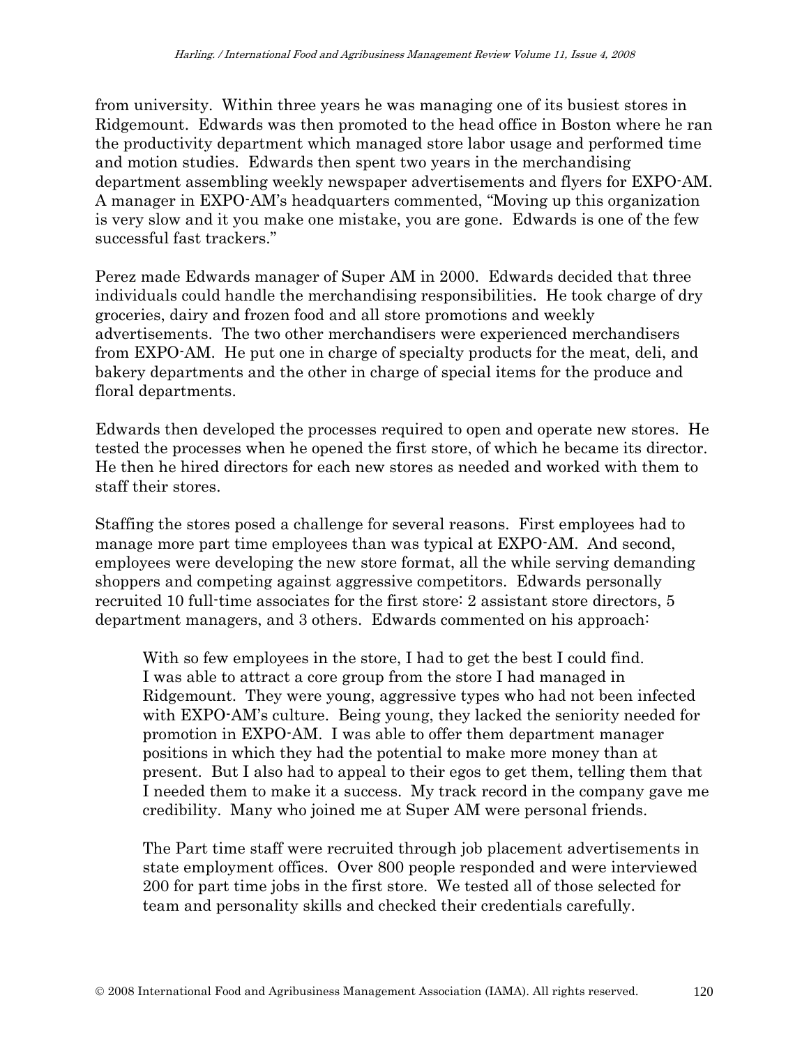from university. Within three years he was managing one of its busiest stores in Ridgemount. Edwards was then promoted to the head office in Boston where he ran the productivity department which managed store labor usage and performed time and motion studies. Edwards then spent two years in the merchandising department assembling weekly newspaper advertisements and flyers for EXPO-AM. A manager in EXPO-AM's headquarters commented, "Moving up this organization is very slow and it you make one mistake, you are gone. Edwards is one of the few successful fast trackers."

Perez made Edwards manager of Super AM in 2000. Edwards decided that three individuals could handle the merchandising responsibilities. He took charge of dry groceries, dairy and frozen food and all store promotions and weekly advertisements. The two other merchandisers were experienced merchandisers from EXPO-AM. He put one in charge of specialty products for the meat, deli, and bakery departments and the other in charge of special items for the produce and floral departments.

Edwards then developed the processes required to open and operate new stores. He tested the processes when he opened the first store, of which he became its director. He then he hired directors for each new stores as needed and worked with them to staff their stores.

Staffing the stores posed a challenge for several reasons. First employees had to manage more part time employees than was typical at EXPO-AM. And second, employees were developing the new store format, all the while serving demanding shoppers and competing against aggressive competitors. Edwards personally recruited 10 full-time associates for the first store: 2 assistant store directors, 5 department managers, and 3 others. Edwards commented on his approach:

> With so few employees in the store, I had to get the best I could find. I was able to attract a core group from the store I had managed in Ridgemount. They were young, aggressive types who had not been infected with EXPO-AM's culture. Being young, they lacked the seniority needed for promotion in EXPO-AM. I was able to offer them department manager positions in which they had the potential to make more money than at present. But I also had to appeal to their egos to get them, telling them that I needed them to make it a success. My track record in the company gave me credibility. Many who joined me at Super AM were personal friends.
>
> The Part time staff were recruited through job placement advertisements in state employment offices. Over 800 people responded and were interviewed 200 for part time jobs in the first store. We tested all of those selected for team and personality skills and checked their credentials carefully.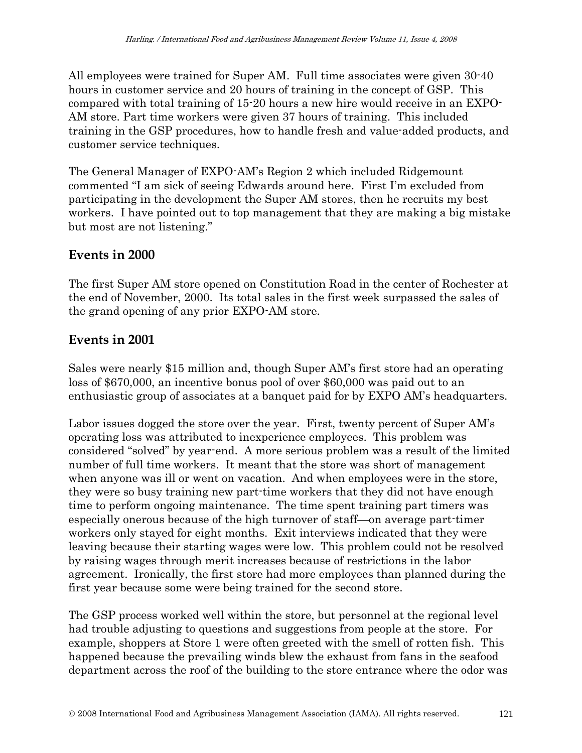All employees were trained for Super AM. Full time associates were given 30-40 hours in customer service and 20 hours of training in the concept of GSP. This compared with total training of 15-20 hours a new hire would receive in an EXPO-AM store. Part time workers were given 37 hours of training. This included training in the GSP procedures, how to handle fresh and value-added products, and customer service techniques.

The General Manager of EXPO-AM's Region 2 which included Ridgemount commented "I am sick of seeing Edwards around here. First I'm excluded from participating in the development the Super AM stores, then he recruits my best workers. I have pointed out to top management that they are making a big mistake but most are not listening."

## Events in 2000

The first Super AM store opened on Constitution Road in the center of Rochester at the end of November, 2000. Its total sales in the first week surpassed the sales of the grand opening of any prior EXPO-AM store.

## Events in 2001

Sales were nearly $15 million and, though Super AM's first store had an operating loss of $670,000, an incentive bonus pool of over $60,000 was paid out to an enthusiastic group of associates at a banquet paid for by EXPO AM's headquarters.

Labor issues dogged the store over the year. First, twenty percent of Super AM's operating loss was attributed to inexperience employees. This problem was considered "solved" by year-end. A more serious problem was a result of the limited number of full time workers. It meant that the store was short of management when anyone was ill or went on vacation. And when employees were in the store, they were so busy training new part-time workers that they did not have enough time to perform ongoing maintenance. The time spent training part timers was especially onerous because of the high turnover of staff—on average part-timer workers only stayed for eight months. Exit interviews indicated that they were leaving because their starting wages were low. This problem could not be resolved by raising wages through merit increases because of restrictions in the labor agreement. Ironically, the first store had more employees than planned during the first year because some were being trained for the second store.

The GSP process worked well within the store, but personnel at the regional level had trouble adjusting to questions and suggestions from people at the store. For example, shoppers at Store 1 were often greeted with the smell of rotten fish. This happened because the prevailing winds blew the exhaust from fans in the seafood department across the roof of the building to the store entrance where the odor was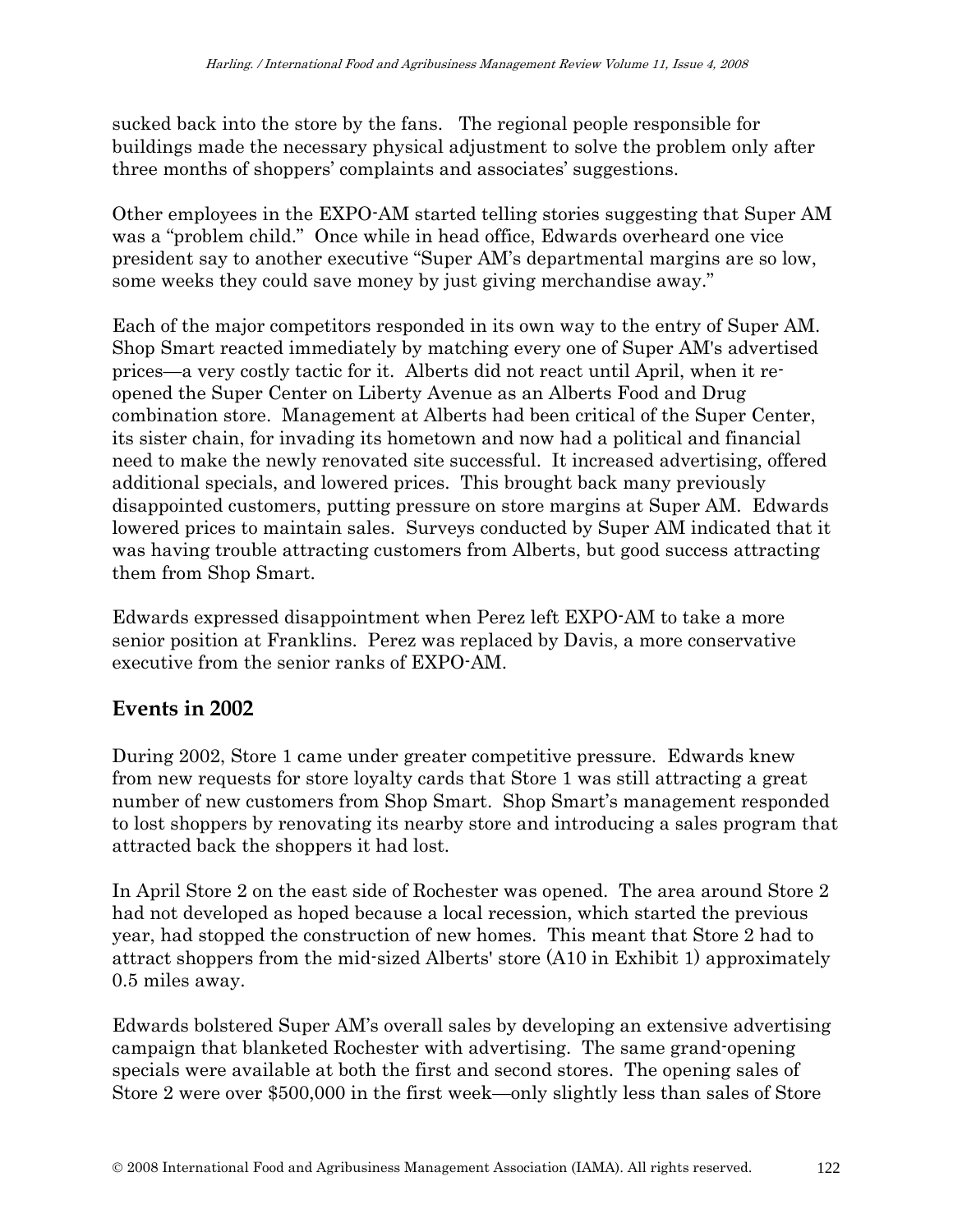sucked back into the store by the fans. The regional people responsible for buildings made the necessary physical adjustment to solve the problem only after three months of shoppers' complaints and associates' suggestions.

Other employees in the EXPO-AM started telling stories suggesting that Super AM was a "problem child." Once while in head office, Edwards overheard one vice president say to another executive "Super AM's departmental margins are so low, some weeks they could save money by just giving merchandise away."

Each of the major competitors responded in its own way to the entry of Super AM. Shop Smart reacted immediately by matching every one of Super AM's advertised prices—a very costly tactic for it. Alberts did not react until April, when it re-opened the Super Center on Liberty Avenue as an Alberts Food and Drug combination store. Management at Alberts had been critical of the Super Center, its sister chain, for invading its hometown and now had a political and financial need to make the newly renovated site successful. It increased advertising, offered additional specials, and lowered prices. This brought back many previously disappointed customers, putting pressure on store margins at Super AM. Edwards lowered prices to maintain sales. Surveys conducted by Super AM indicated that it was having trouble attracting customers from Alberts, but good success attracting them from Shop Smart.

Edwards expressed disappointment when Perez left EXPO-AM to take a more senior position at Franklins. Perez was replaced by Davis, a more conservative executive from the senior ranks of EXPO-AM.

## Events in 2002

During 2002, Store 1 came under greater competitive pressure. Edwards knew from new requests for store loyalty cards that Store 1 was still attracting a great number of new customers from Shop Smart. Shop Smart's management responded to lost shoppers by renovating its nearby store and introducing a sales program that attracted back the shoppers it had lost.

In April Store 2 on the east side of Rochester was opened. The area around Store 2 had not developed as hoped because a local recession, which started the previous year, had stopped the construction of new homes. This meant that Store 2 had to attract shoppers from the mid-sized Alberts' store (A10 in Exhibit 1) approximately 0.5 miles away.

Edwards bolstered Super AM's overall sales by developing an extensive advertising campaign that blanketed Rochester with advertising. The same grand-opening specials were available at both the first and second stores. The opening sales of Store 2 were over $500,000 in the first week—only slightly less than sales of Store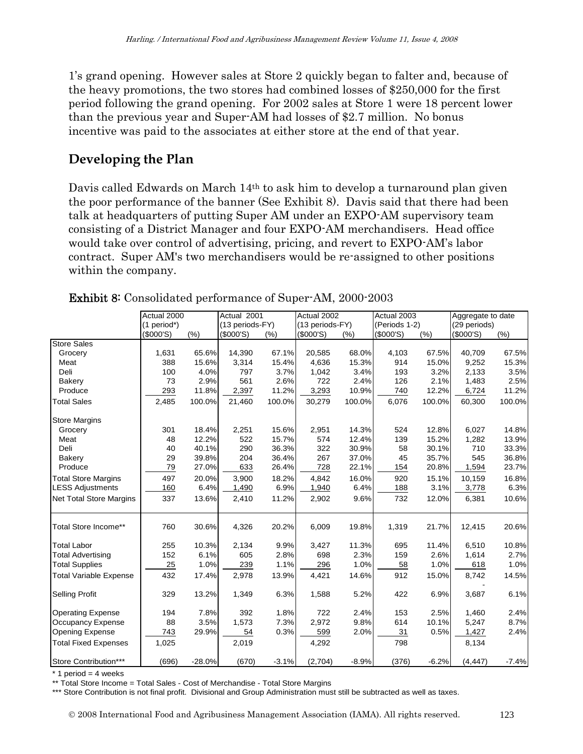1's grand opening. However sales at Store 2 quickly began to falter and, because of the heavy promotions, the two stores had combined losses of $250,000 for the first period following the grand opening. For 2002 sales at Store 1 were 18 percent lower than the previous year and Super-AM had losses of $2.7 million. No bonus incentive was paid to the associates at either store at the end of that year.

## Developing the Plan

Davis called Edwards on March 14th to ask him to develop a turnaround plan given the poor performance of the banner (See Exhibit 8). Davis said that there had been talk at headquarters of putting Super AM under an EXPO-AM supervisory team consisting of a District Manager and four EXPO-AM merchandisers. Head office would take over control of advertising, pricing, and revert to EXPO-AM's labor contract. Super AM's two merchandisers would be re-assigned to other positions within the company.

**Exhibit 8:** Consolidated performance of Super-AM, 2000-2003

| | Actual 2000 (1 period*) | | Actual 2001 (13 periods-FY) | | Actual 2002 (13 periods-FY) | | Actual 2003 (Periods 1-2) | | Aggregate to date (29 periods) | |
|---|---|---|---|---|---|---|---|---|---|---|
| | ($000'S) | (%) | ($000'S) | (%) | ($000'S) | (%) | ($000'S) | (%) | ($000'S) | (%) |
| Store Sales | | | | | | | | | | |
| Grocery | 1,631 | 65.6% | 14,390 | 67.1% | 20,585 | 68.0% | 4,103 | 67.5% | 40,709 | 67.5% |
| Meat | 388 | 15.6% | 3,314 | 15.4% | 4,636 | 15.3% | 914 | 15.0% | 9,252 | 15.3% |
| Deli | 100 | 4.0% | 797 | 3.7% | 1,042 | 3.4% | 193 | 3.2% | 2,133 | 3.5% |
| Bakery | 73 | 2.9% | 561 | 2.6% | 722 | 2.4% | 126 | 2.1% | 1,483 | 2.5% |
| Produce | 293 | 11.8% | 2,397 | 11.2% | 3,293 | 10.9% | 740 | 12.2% | 6,724 | 11.2% |
| Total Sales | 2,485 | 100.0% | 21,460 | 100.0% | 30,279 | 100.0% | 6,076 | 100.0% | 60,300 | 100.0% |
| Store Margins | | | | | | | | | | |
| Grocery | 301 | 18.4% | 2,251 | 15.6% | 2,951 | 14.3% | 524 | 12.8% | 6,027 | 14.8% |
| Meat | 48 | 12.2% | 522 | 15.7% | 574 | 12.4% | 139 | 15.2% | 1,282 | 13.9% |
| Deli | 40 | 40.1% | 290 | 36.3% | 322 | 30.9% | 58 | 30.1% | 710 | 33.3% |
| Bakery | 29 | 39.8% | 204 | 36.4% | 267 | 37.0% | 45 | 35.7% | 545 | 36.8% |
| Produce | 79 | 27.0% | 633 | 26.4% | 728 | 22.1% | 154 | 20.8% | 1,594 | 23.7% |
| Total Store Margins | 497 | 20.0% | 3,900 | 18.2% | 4,842 | 16.0% | 920 | 15.1% | 10,159 | 16.8% |
| LESS Adjustments | 160 | 6.4% | 1,490 | 6.9% | 1,940 | 6.4% | 188 | 3.1% | 3,778 | 6.3% |
| Net Total Store Margins | 337 | 13.6% | 2,410 | 11.2% | 2,902 | 9.6% | 732 | 12.0% | 6,381 | 10.6% |
| Total Store Income** | 760 | 30.6% | 4,326 | 20.2% | 6,009 | 19.8% | 1,319 | 21.7% | 12,415 | 20.6% |
| Total Labor | 255 | 10.3% | 2,134 | 9.9% | 3,427 | 11.3% | 695 | 11.4% | 6,510 | 10.8% |
| Total Advertising | 152 | 6.1% | 605 | 2.8% | 698 | 2.3% | 159 | 2.6% | 1,614 | 2.7% |
| Total Supplies | 25 | 1.0% | 239 | 1.1% | 296 | 1.0% | 58 | 1.0% | 618 | 1.0% |
| Total Variable Expense | 432 | 17.4% | 2,978 | 13.9% | 4,421 | 14.6% | 912 | 15.0% | 8,742 | 14.5% |
| Selling Profit | 329 | 13.2% | 1,349 | 6.3% | 1,588 | 5.2% | 422 | 6.9% | 3,687 | 6.1% |
| Operating Expense | 194 | 7.8% | 392 | 1.8% | 722 | 2.4% | 153 | 2.5% | 1,460 | 2.4% |
| Occupancy Expense | 88 | 3.5% | 1,573 | 7.3% | 2,972 | 9.8% | 614 | 10.1% | 5,247 | 8.7% |
| Opening Expense | 743 | 29.9% | 54 | 0.3% | 599 | 2.0% | 31 | 0.5% | 1,427 | 2.4% |
| Total Fixed Expenses | 1,025 | | 2,019 | | 4,292 | | 798 | | 8,134 | |
| Store Contribution*** | (696) | -28.0% | (670) | -3.1% | (2,704) | -8.9% | (376) | -6.2% | (4,447) | -7.4% |

\* 1 period = 4 weeks

** Total Store Income = Total Sales - Cost of Merchandise - Total Store Margins

*** Store Contribution is not final profit. Divisional and Group Administration must still be subtracted as well as taxes.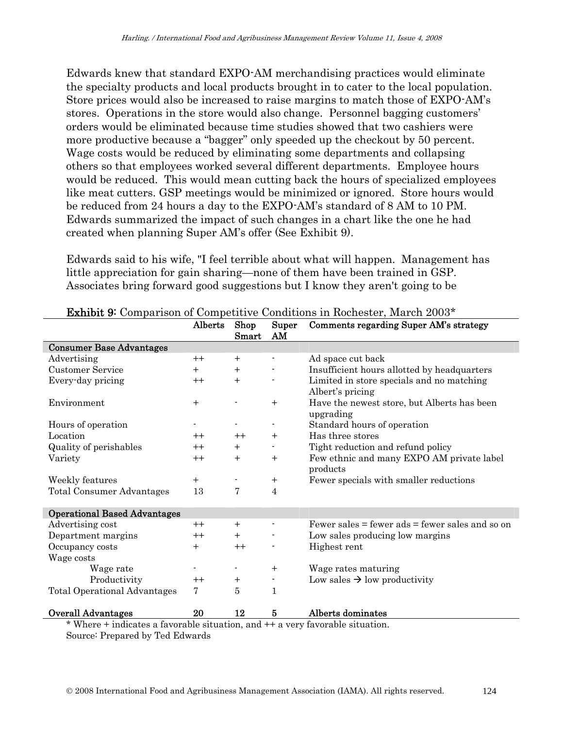Edwards knew that standard EXPO-AM merchandising practices would eliminate the specialty products and local products brought in to cater to the local population. Store prices would also be increased to raise margins to match those of EXPO-AM's stores. Operations in the store would also change. Personnel bagging customers' orders would be eliminated because time studies showed that two cashiers were more productive because a "bagger" only speeded up the checkout by 50 percent. Wage costs would be reduced by eliminating some departments and collapsing others so that employees worked several different departments. Employee hours would be reduced. This would mean cutting back the hours of specialized employees like meat cutters. GSP meetings would be minimized or ignored. Store hours would be reduced from 24 hours a day to the EXPO-AM's standard of 8 AM to 10 PM. Edwards summarized the impact of such changes in a chart like the one he had created when planning Super AM's offer (See Exhibit 9).

Edwards said to his wife, "I feel terrible about what will happen. Management has little appreciation for gain sharing—none of them have been trained in GSP. Associates bring forward good suggestions but I know they aren't going to be

**Exhibit 9:** Comparison of Competitive Conditions in Rochester, March 2003*

| | Alberts | Shop Smart | Super AM | Comments regarding Super AM's strategy |
|---|---|---|---|---|
| **Consumer Base Advantages** | | | | |
| Advertising | ++ | + | - | Ad space cut back |
| Customer Service | + | + | - | Insufficient hours allotted by headquarters |
| Every-day pricing | ++ | + | - | Limited in store specials and no matching Albert's pricing |
| Environment | + | - | + | Have the newest store, but Alberts has been upgrading |
| Hours of operation | - | - | - | Standard hours of operation |
| Location | ++ | ++ | + | Has three stores |
| Quality of perishables | ++ | + | - | Tight reduction and refund policy |
| Variety | ++ | + | + | Few ethnic and many EXPO AM private label products |
| Weekly features | + | - | + | Fewer specials with smaller reductions |
| Total Consumer Advantages | 13 | 7 | 4 | |
| **Operational Based Advantages** | | | | |
| Advertising cost | ++ | + | - | Fewer sales = fewer ads = fewer sales and so on |
| Department margins | ++ | + | - | Low sales producing low margins |
| Occupancy costs | + | ++ | - | Highest rent |
| Wage costs | | | | |
| Wage rate | - | - | + | Wage rates maturing |
| Productivity | ++ | + | - | Low sales → low productivity |
| Total Operational Advantages | 7 | 5 | 1 | |
| **Overall Advantages** | **20** | **12** | **5** | **Alberts dominates** |

\* Where + indicates a favorable situation, and ++ a very favorable situation.
Source: Prepared by Ted Edwards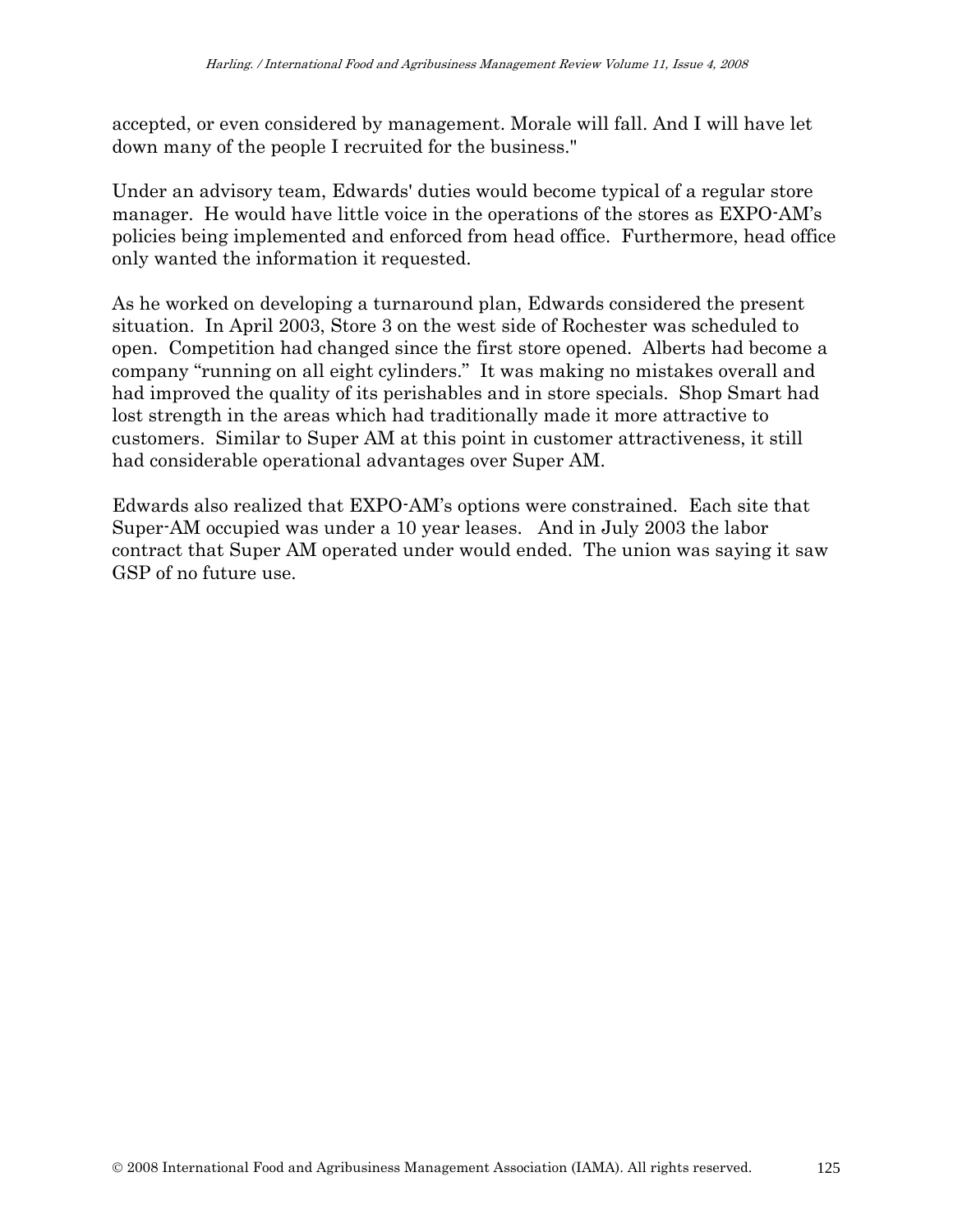accepted, or even considered by management. Morale will fall. And I will have let down many of the people I recruited for the business."

Under an advisory team, Edwards' duties would become typical of a regular store manager. He would have little voice in the operations of the stores as EXPO-AM's policies being implemented and enforced from head office. Furthermore, head office only wanted the information it requested.

As he worked on developing a turnaround plan, Edwards considered the present situation. In April 2003, Store 3 on the west side of Rochester was scheduled to open. Competition had changed since the first store opened. Alberts had become a company "running on all eight cylinders." It was making no mistakes overall and had improved the quality of its perishables and in store specials. Shop Smart had lost strength in the areas which had traditionally made it more attractive to customers. Similar to Super AM at this point in customer attractiveness, it still had considerable operational advantages over Super AM.

Edwards also realized that EXPO-AM's options were constrained. Each site that Super-AM occupied was under a 10 year leases. And in July 2003 the labor contract that Super AM operated under would ended. The union was saying it saw GSP of no future use.